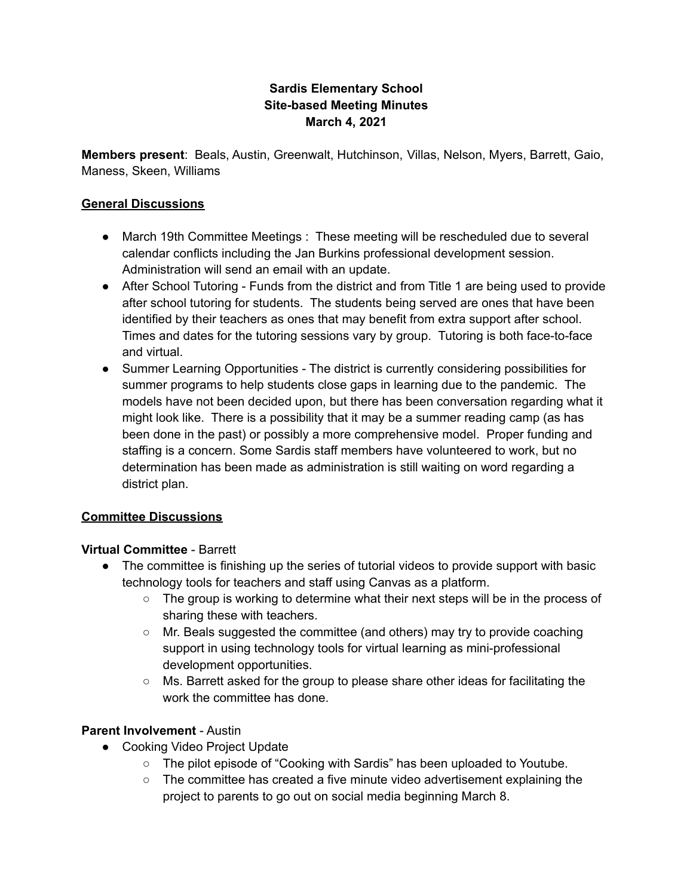**Sardis Elementary School**
**Site-based Meeting Minutes**
**March 4, 2021**

**Members present**: Beals, Austin, Greenwalt, Hutchinson, Villas, Nelson, Myers, Barrett, Gaio, Maness, Skeen, Williams

## General Discussions

- March 19th Committee Meetings : These meeting will be rescheduled due to several calendar conflicts including the Jan Burkins professional development session. Administration will send an email with an update.
- After School Tutoring - Funds from the district and from Title 1 are being used to provide after school tutoring for students. The students being served are ones that have been identified by their teachers as ones that may benefit from extra support after school. Times and dates for the tutoring sessions vary by group. Tutoring is both face-to-face and virtual.
- Summer Learning Opportunities - The district is currently considering possibilities for summer programs to help students close gaps in learning due to the pandemic. The models have not been decided upon, but there has been conversation regarding what it might look like. There is a possibility that it may be a summer reading camp (as has been done in the past) or possibly a more comprehensive model. Proper funding and staffing is a concern. Some Sardis staff members have volunteered to work, but no determination has been made as administration is still waiting on word regarding a district plan.

## Committee Discussions

**Virtual Committee** - Barrett

- The committee is finishing up the series of tutorial videos to provide support with basic technology tools for teachers and staff using Canvas as a platform.
  - The group is working to determine what their next steps will be in the process of sharing these with teachers.
  - Mr. Beals suggested the committee (and others) may try to provide coaching support in using technology tools for virtual learning as mini-professional development opportunities.
  - Ms. Barrett asked for the group to please share other ideas for facilitating the work the committee has done.

**Parent Involvement** - Austin

- Cooking Video Project Update
  - The pilot episode of "Cooking with Sardis" has been uploaded to Youtube.
  - The committee has created a five minute video advertisement explaining the project to parents to go out on social media beginning March 8.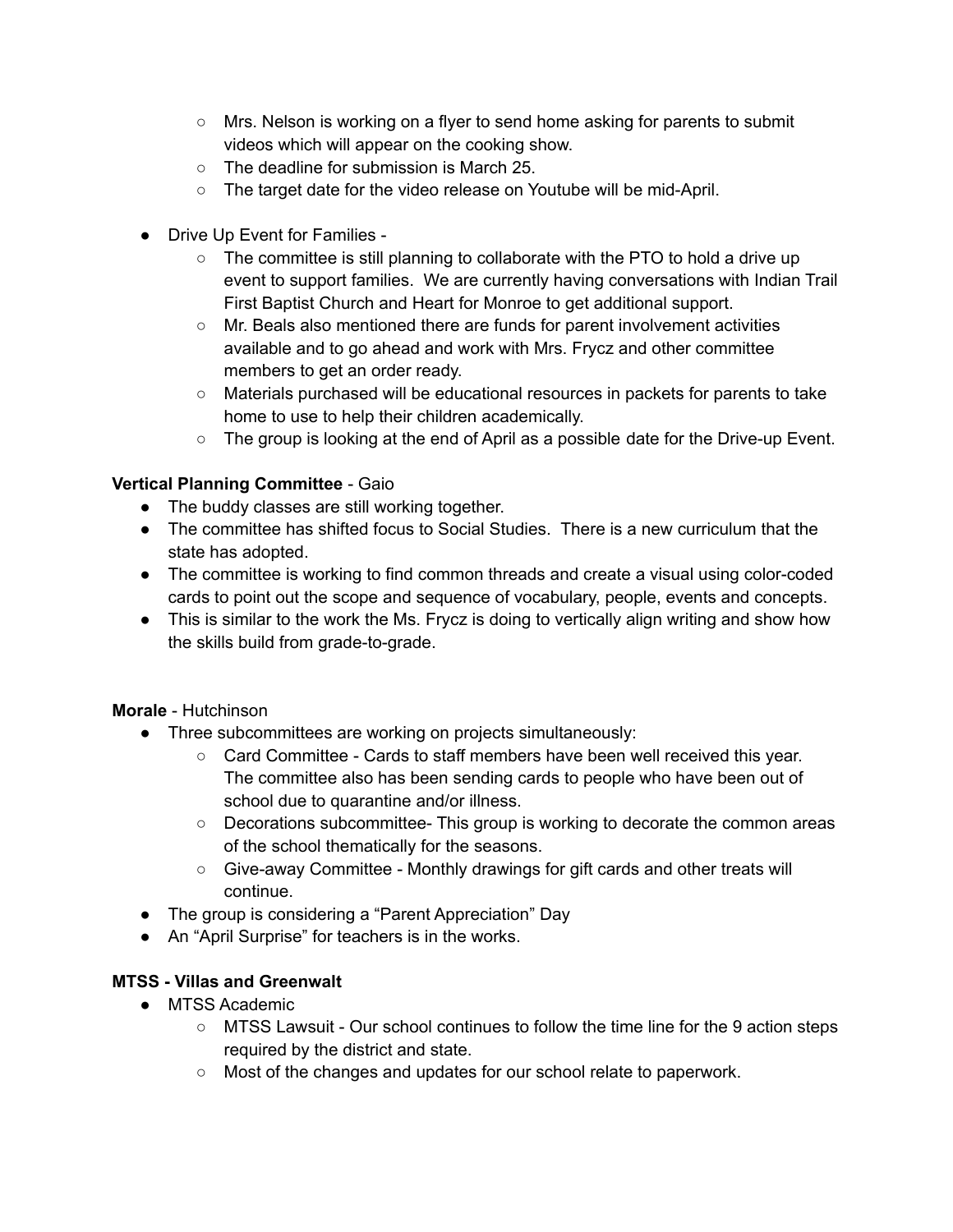- Mrs. Nelson is working on a flyer to send home asking for parents to submit videos which will appear on the cooking show.
    - The deadline for submission is March 25.
    - The target date for the video release on Youtube will be mid-April.

- Drive Up Event for Families -
    - The committee is still planning to collaborate with the PTO to hold a drive up event to support families. We are currently having conversations with Indian Trail First Baptist Church and Heart for Monroe to get additional support.
    - Mr. Beals also mentioned there are funds for parent involvement activities available and to go ahead and work with Mrs. Frycz and other committee members to get an order ready.
    - Materials purchased will be educational resources in packets for parents to take home to use to help their children academically.
    - The group is looking at the end of April as a possible date for the Drive-up Event.

**Vertical Planning Committee** - Gaio

- The buddy classes are still working together.
- The committee has shifted focus to Social Studies. There is a new curriculum that the state has adopted.
- The committee is working to find common threads and create a visual using color-coded cards to point out the scope and sequence of vocabulary, people, events and concepts.
- This is similar to the work the Ms. Frycz is doing to vertically align writing and show how the skills build from grade-to-grade.

**Morale** - Hutchinson

- Three subcommittees are working on projects simultaneously:
    - Card Committee - Cards to staff members have been well received this year. The committee also has been sending cards to people who have been out of school due to quarantine and/or illness.
    - Decorations subcommittee- This group is working to decorate the common areas of the school thematically for the seasons.
    - Give-away Committee - Monthly drawings for gift cards and other treats will continue.
- The group is considering a "Parent Appreciation" Day
- An "April Surprise" for teachers is in the works.

**MTSS - Villas and Greenwalt**

- MTSS Academic
    - MTSS Lawsuit - Our school continues to follow the time line for the 9 action steps required by the district and state.
    - Most of the changes and updates for our school relate to paperwork.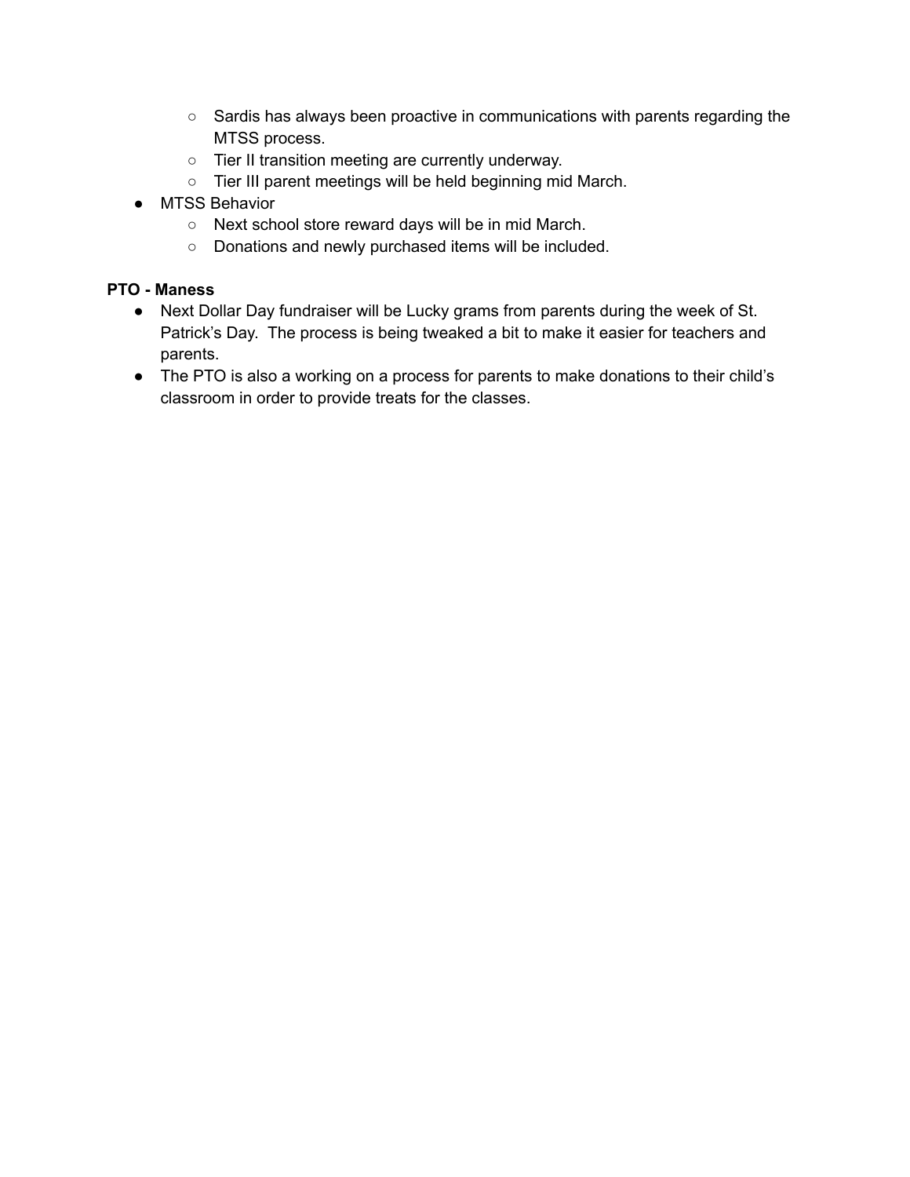- Sardis has always been proactive in communications with parents regarding the MTSS process.
  - Tier II transition meeting are currently underway.
  - Tier III parent meetings will be held beginning mid March.
- MTSS Behavior
  - Next school store reward days will be in mid March.
  - Donations and newly purchased items will be included.

**PTO - Maness**

- Next Dollar Day fundraiser will be Lucky grams from parents during the week of St. Patrick's Day. The process is being tweaked a bit to make it easier for teachers and parents.
- The PTO is also a working on a process for parents to make donations to their child's classroom in order to provide treats for the classes.